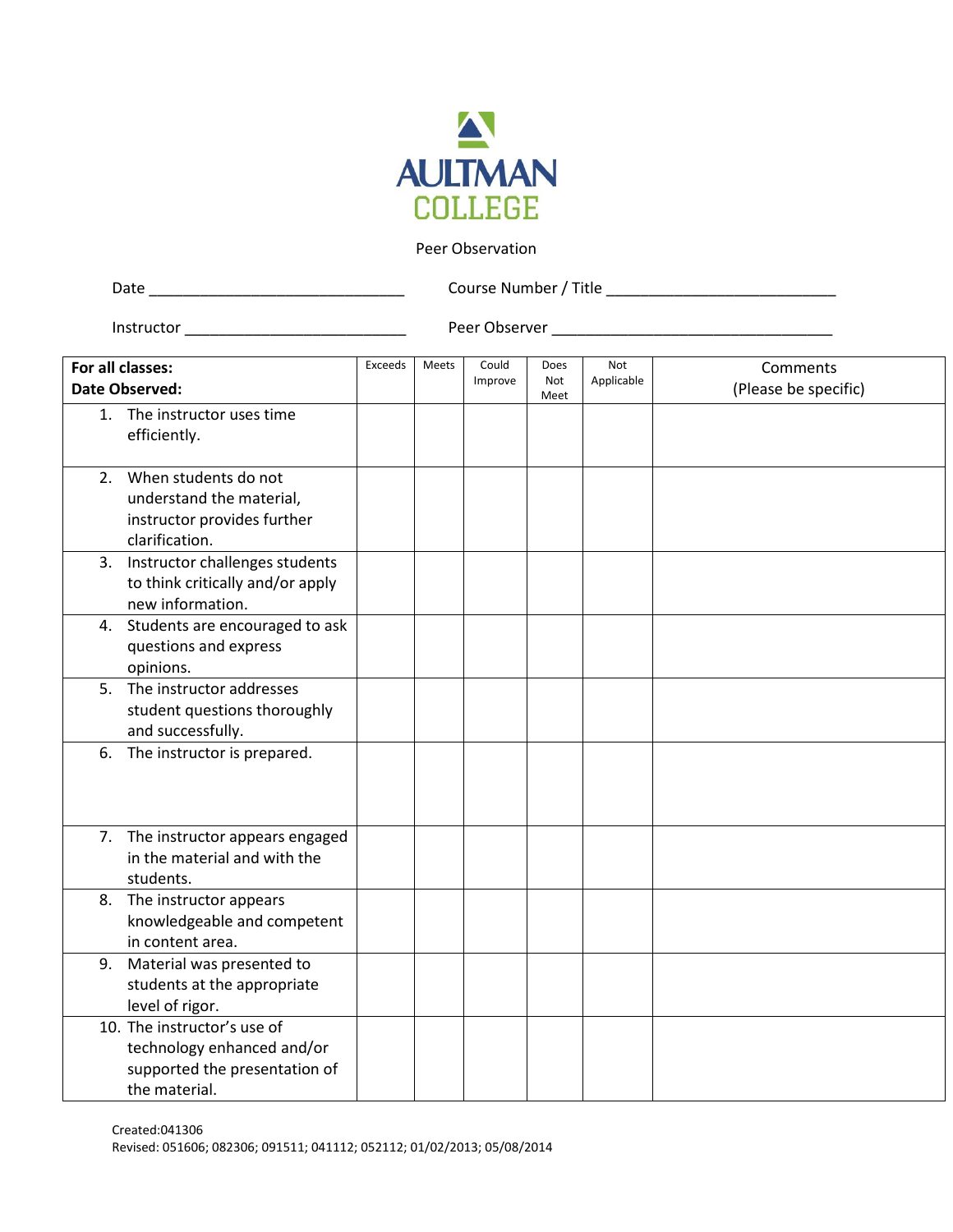# AULTMAN COLLEGE

Peer Observation

Date ______________________________ Course Number / Title ___________________________

Instructor __________________________ Peer Observer _________________________________

| **For all classes:**<br>**Date Observed:** | Exceeds | Meets | Could Improve | Does Not Meet | Not Applicable | Comments (Please be specific) |
|---|---|---|---|---|---|---|
| 1. The instructor uses time efficiently. | | | | | | |
| 2. When students do not understand the material, instructor provides further clarification. | | | | | | |
| 3. Instructor challenges students to think critically and/or apply new information. | | | | | | |
| 4. Students are encouraged to ask questions and express opinions. | | | | | | |
| 5. The instructor addresses student questions thoroughly and successfully. | | | | | | |
| 6. The instructor is prepared. | | | | | | |
| 7. The instructor appears engaged in the material and with the students. | | | | | | |
| 8. The instructor appears knowledgeable and competent in content area. | | | | | | |
| 9. Material was presented to students at the appropriate level of rigor. | | | | | | |
| 10. The instructor's use of technology enhanced and/or supported the presentation of the material. | | | | | | |

Created:041306
Revised: 051606; 082306; 091511; 041112; 052112; 01/02/2013; 05/08/2014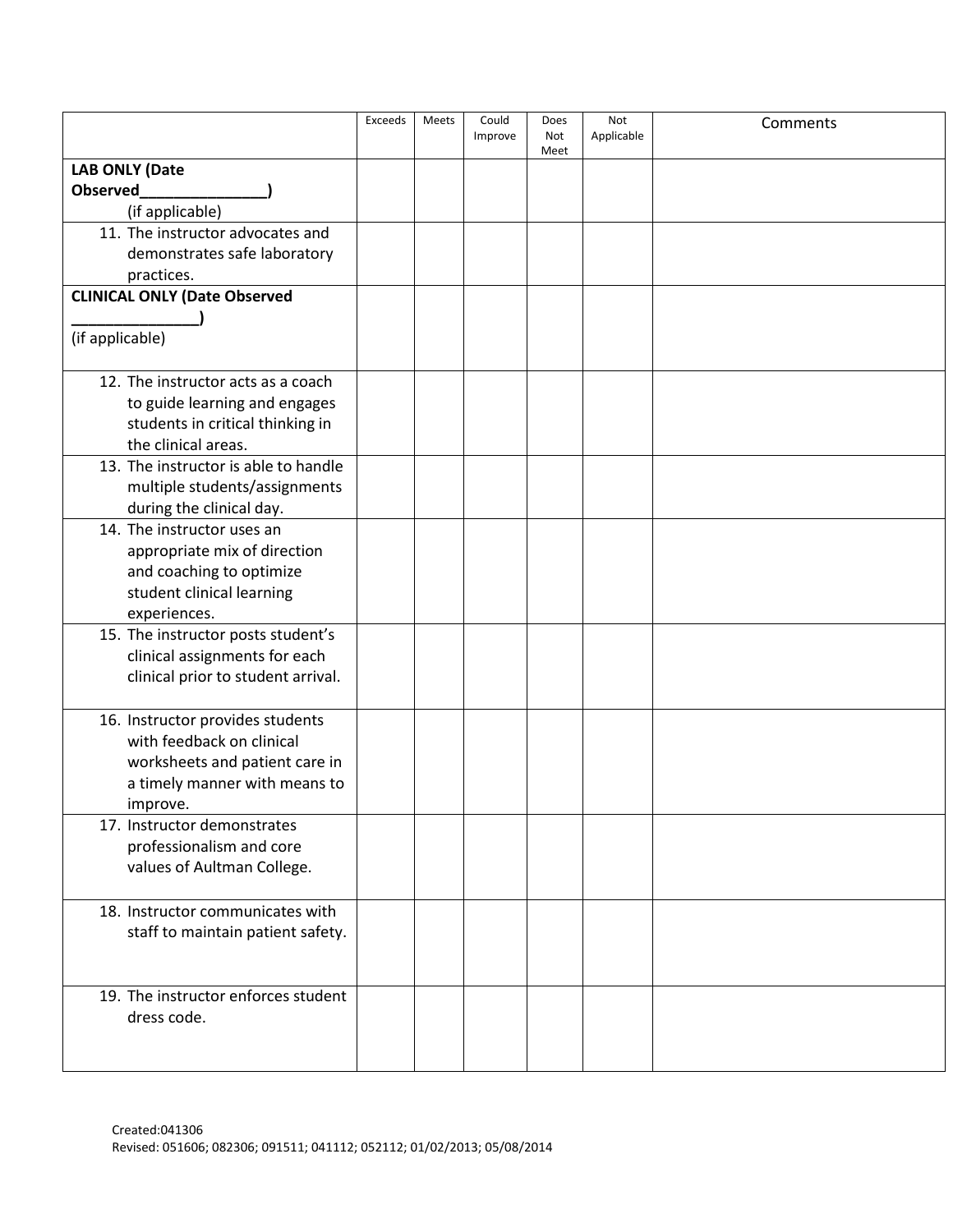| | Exceeds | Meets | Could Improve | Does Not Meet | Not Applicable | Comments |
|---|---|---|---|---|---|---|
| **LAB ONLY (Date Observed_______________)** (if applicable) | | | | | | |
| 11. The instructor advocates and demonstrates safe laboratory practices. | | | | | | |
| **CLINICAL ONLY (Date Observed _______________)** (if applicable) | | | | | | |
| 12. The instructor acts as a coach to guide learning and engages students in critical thinking in the clinical areas. | | | | | | |
| 13. The instructor is able to handle multiple students/assignments during the clinical day. | | | | | | |
| 14. The instructor uses an appropriate mix of direction and coaching to optimize student clinical learning experiences. | | | | | | |
| 15. The instructor posts student's clinical assignments for each clinical prior to student arrival. | | | | | | |
| 16. Instructor provides students with feedback on clinical worksheets and patient care in a timely manner with means to improve. | | | | | | |
| 17. Instructor demonstrates professionalism and core values of Aultman College. | | | | | | |
| 18. Instructor communicates with staff to maintain patient safety. | | | | | | |
| 19. The instructor enforces student dress code. | | | | | | |

Created:041306
Revised: 051606; 082306; 091511; 041112; 052112; 01/02/2013; 05/08/2014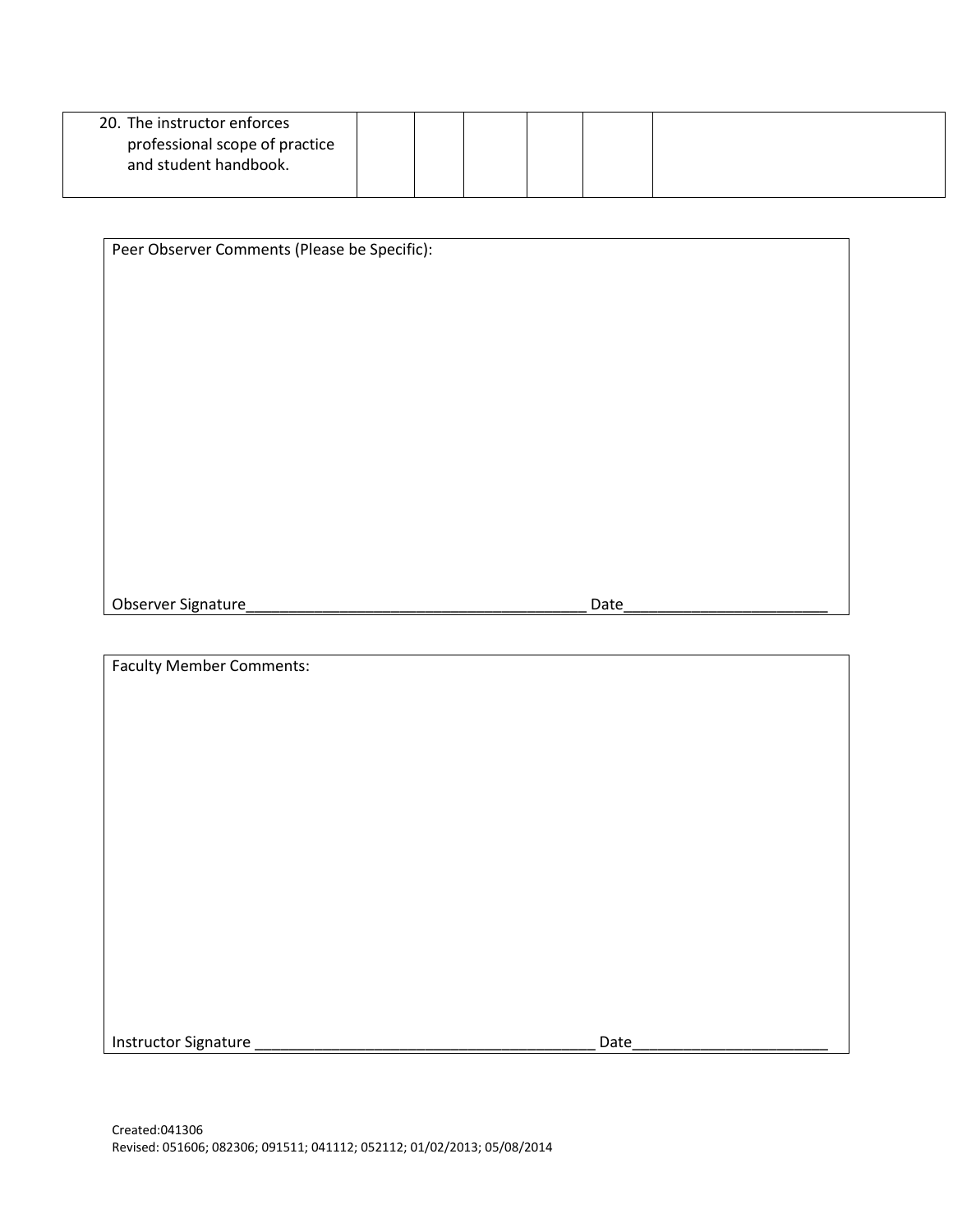| | | | | | | |
|---|---|---|---|---|---|---|
| 20. The instructor enforces professional scope of practice and student handbook. | | | | | | |

Peer Observer Comments (Please be Specific):

Observer Signature_______________________________________ Date_______________________

Faculty Member Comments:

Instructor Signature _______________________________________ Date_______________________

Created:041306
Revised: 051606; 082306; 091511; 041112; 052112; 01/02/2013; 05/08/2014